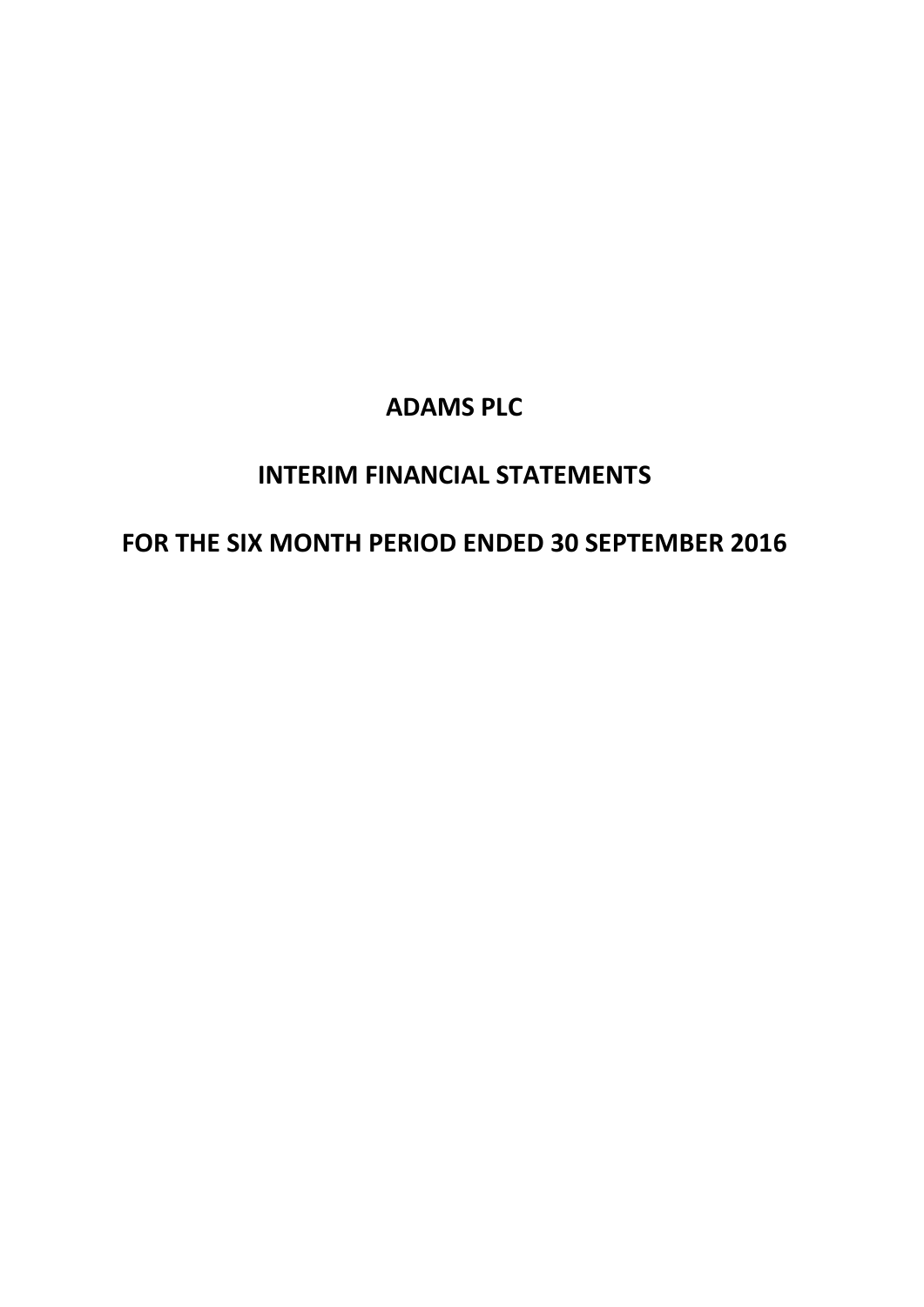# ADAMS PLC

# INTERIM FINANCIAL STATEMENTS

# FOR THE SIX MONTH PERIOD ENDED 30 SEPTEMBER 2016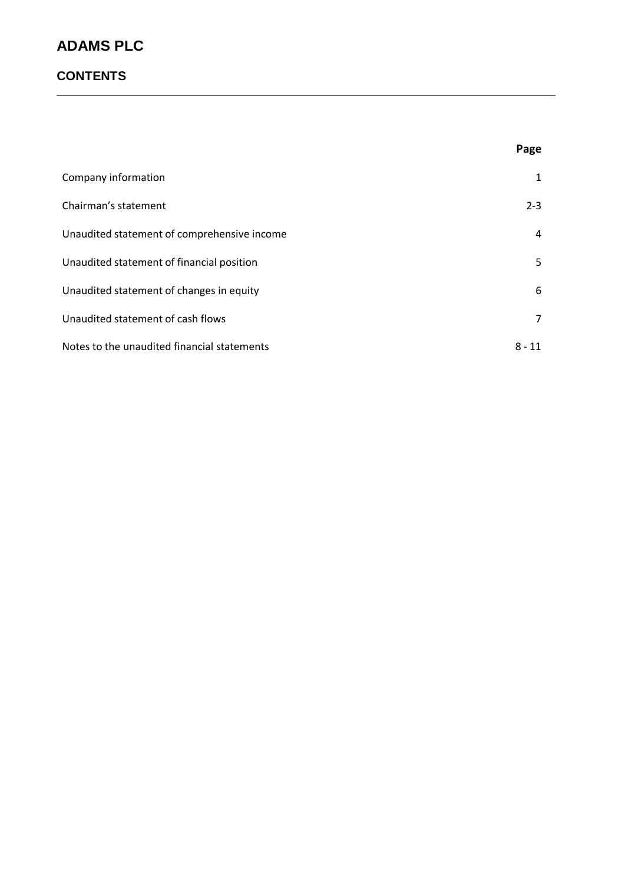# ADAMS PLC

## CONTENTS

| | Page |
|---|---|
| Company information | 1 |
| Chairman's statement | 2-3 |
| Unaudited statement of comprehensive income | 4 |
| Unaudited statement of financial position | 5 |
| Unaudited statement of changes in equity | 6 |
| Unaudited statement of cash flows | 7 |
| Notes to the unaudited financial statements | 8 - 11 |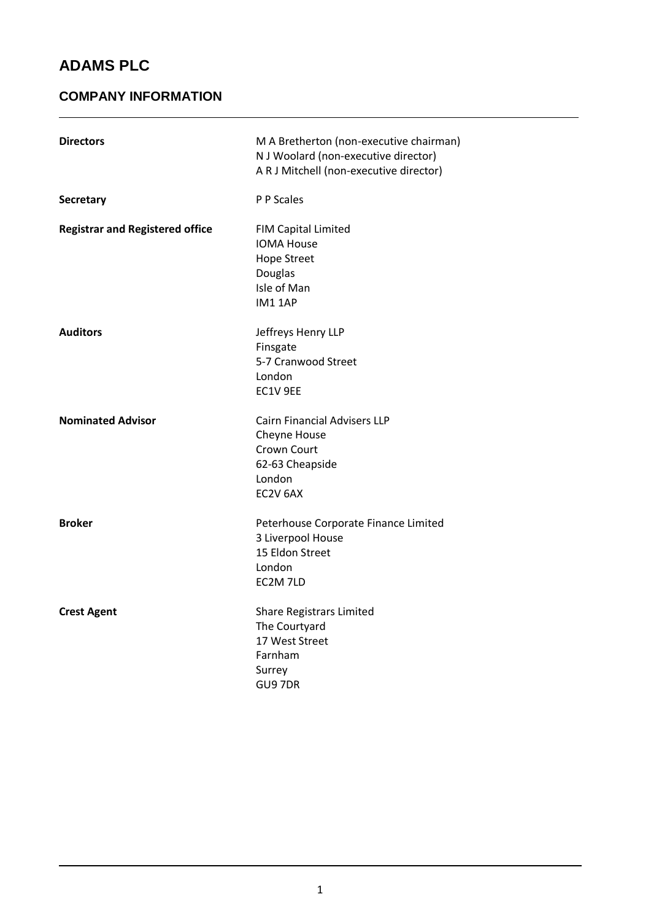# ADAMS PLC

## COMPANY INFORMATION

| | |
|---|---|
| **Directors** | M A Bretherton (non-executive chairman)<br>N J Woolard (non-executive director)<br>A R J Mitchell (non-executive director) |
| **Secretary** | P P Scales |
| **Registrar and Registered office** | FIM Capital Limited<br>IOMA House<br>Hope Street<br>Douglas<br>Isle of Man<br>IM1 1AP |
| **Auditors** | Jeffreys Henry LLP<br>Finsgate<br>5-7 Cranwood Street<br>London<br>EC1V 9EE |
| **Nominated Advisor** | Cairn Financial Advisers LLP<br>Cheyne House<br>Crown Court<br>62-63 Cheapside<br>London<br>EC2V 6AX |
| **Broker** | Peterhouse Corporate Finance Limited<br>3 Liverpool House<br>15 Eldon Street<br>London<br>EC2M 7LD |
| **Crest Agent** | Share Registrars Limited<br>The Courtyard<br>17 West Street<br>Farnham<br>Surrey<br>GU9 7DR |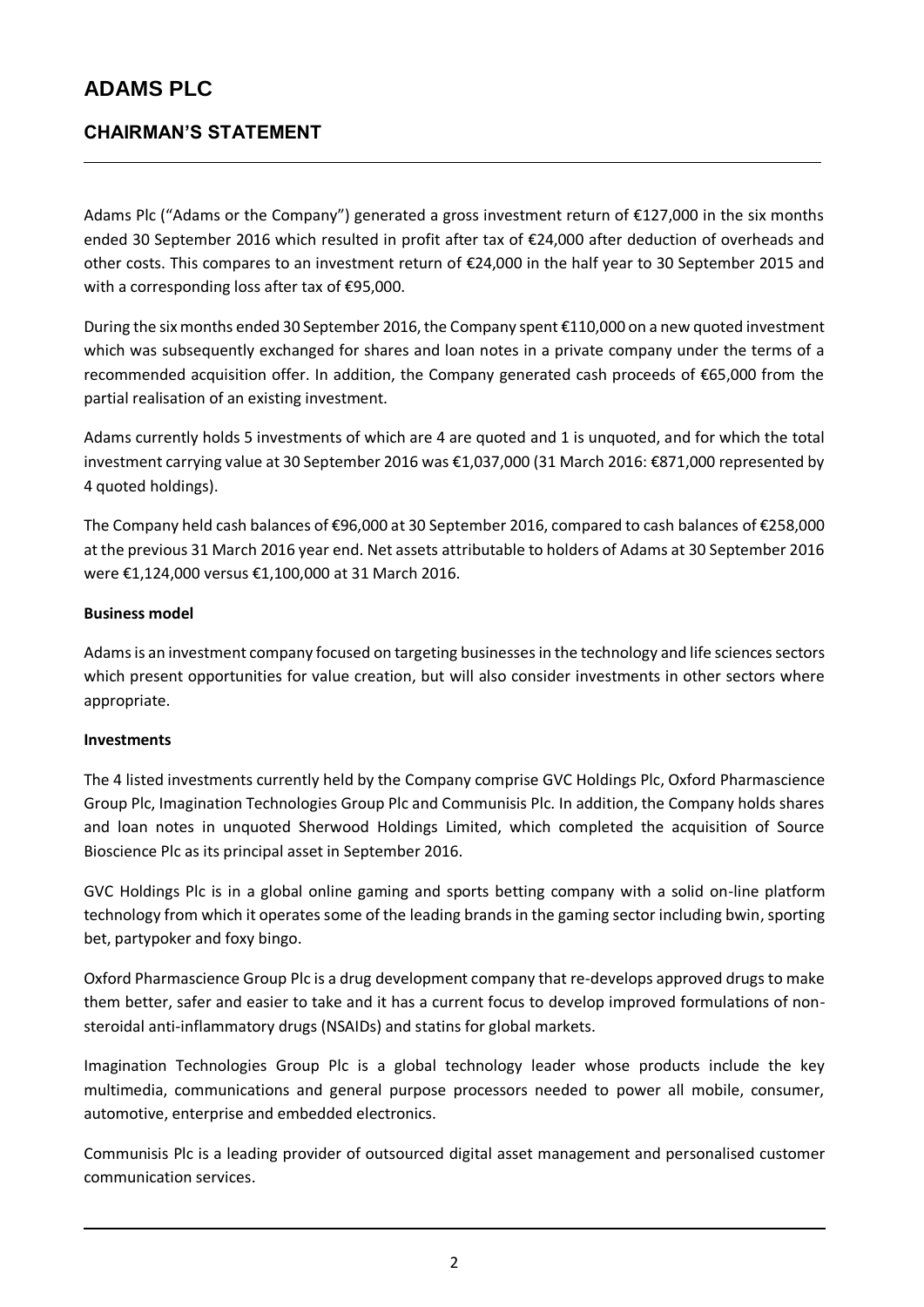# ADAMS PLC

## CHAIRMAN'S STATEMENT

Adams Plc ("Adams or the Company") generated a gross investment return of €127,000 in the six months ended 30 September 2016 which resulted in profit after tax of €24,000 after deduction of overheads and other costs. This compares to an investment return of €24,000 in the half year to 30 September 2015 and with a corresponding loss after tax of €95,000.

During the six months ended 30 September 2016, the Company spent €110,000 on a new quoted investment which was subsequently exchanged for shares and loan notes in a private company under the terms of a recommended acquisition offer. In addition, the Company generated cash proceeds of €65,000 from the partial realisation of an existing investment.

Adams currently holds 5 investments of which are 4 are quoted and 1 is unquoted, and for which the total investment carrying value at 30 September 2016 was €1,037,000 (31 March 2016: €871,000 represented by 4 quoted holdings).

The Company held cash balances of €96,000 at 30 September 2016, compared to cash balances of €258,000 at the previous 31 March 2016 year end. Net assets attributable to holders of Adams at 30 September 2016 were €1,124,000 versus €1,100,000 at 31 March 2016.

**Business model**

Adams is an investment company focused on targeting businesses in the technology and life sciences sectors which present opportunities for value creation, but will also consider investments in other sectors where appropriate.

**Investments**

The 4 listed investments currently held by the Company comprise GVC Holdings Plc, Oxford Pharmascience Group Plc, Imagination Technologies Group Plc and Communisis Plc. In addition, the Company holds shares and loan notes in unquoted Sherwood Holdings Limited, which completed the acquisition of Source Bioscience Plc as its principal asset in September 2016.

GVC Holdings Plc is in a global online gaming and sports betting company with a solid on-line platform technology from which it operates some of the leading brands in the gaming sector including bwin, sporting bet, partypoker and foxy bingo.

Oxford Pharmascience Group Plc is a drug development company that re-develops approved drugs to make them better, safer and easier to take and it has a current focus to develop improved formulations of non-steroidal anti-inflammatory drugs (NSAIDs) and statins for global markets.

Imagination Technologies Group Plc is a global technology leader whose products include the key multimedia, communications and general purpose processors needed to power all mobile, consumer, automotive, enterprise and embedded electronics.

Communisis Plc is a leading provider of outsourced digital asset management and personalised customer communication services.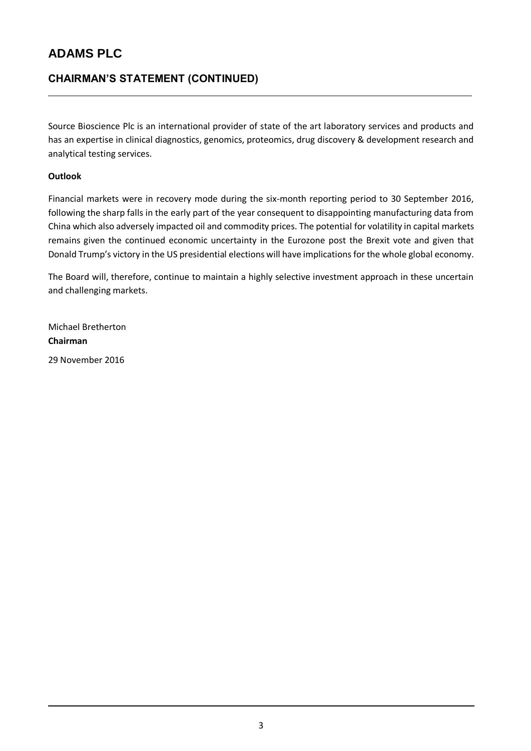# ADAMS PLC

## CHAIRMAN'S STATEMENT (CONTINUED)

Source Bioscience Plc is an international provider of state of the art laboratory services and products and has an expertise in clinical diagnostics, genomics, proteomics, drug discovery & development research and analytical testing services.

**Outlook**

Financial markets were in recovery mode during the six-month reporting period to 30 September 2016, following the sharp falls in the early part of the year consequent to disappointing manufacturing data from China which also adversely impacted oil and commodity prices. The potential for volatility in capital markets remains given the continued economic uncertainty in the Eurozone post the Brexit vote and given that Donald Trump's victory in the US presidential elections will have implications for the whole global economy.

The Board will, therefore, continue to maintain a highly selective investment approach in these uncertain and challenging markets.

Michael Bretherton
**Chairman**

29 November 2016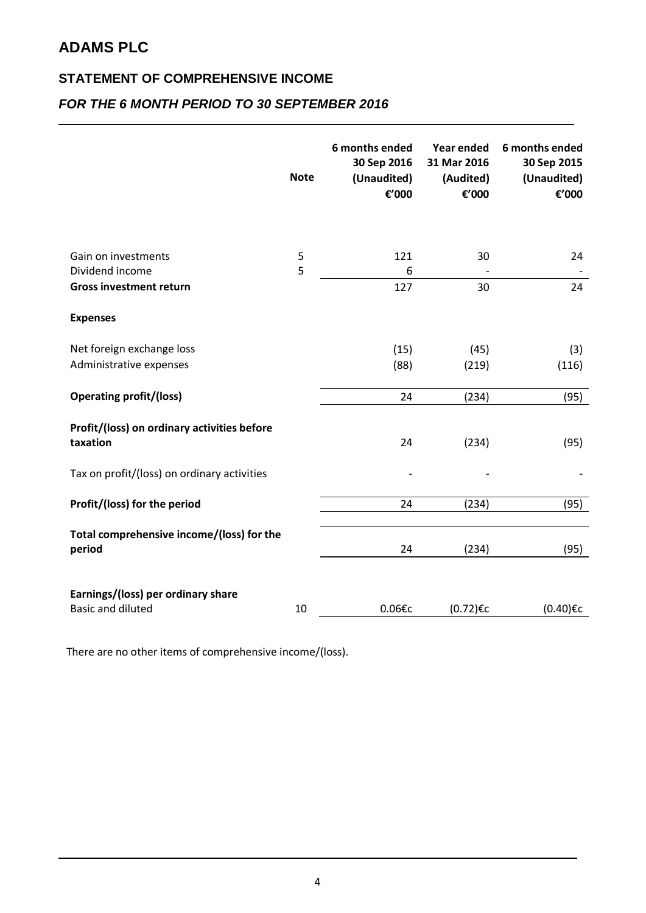# ADAMS PLC

## STATEMENT OF COMPREHENSIVE INCOME

### *FOR THE 6 MONTH PERIOD TO 30 SEPTEMBER 2016*

| | Note | 6 months ended 30 Sep 2016 (Unaudited) €'000 | Year ended 31 Mar 2016 (Audited) €'000 | 6 months ended 30 Sep 2015 (Unaudited) €'000 |
|---|---|---|---|---|
| Gain on investments | 5 | 121 | 30 | 24 |
| Dividend income | 5 | 6 | - | - |
| **Gross investment return** | | 127 | 30 | 24 |
| **Expenses** | | | | |
| Net foreign exchange loss | | (15) | (45) | (3) |
| Administrative expenses | | (88) | (219) | (116) |
| **Operating profit/(loss)** | | 24 | (234) | (95) |
| **Profit/(loss) on ordinary activities before taxation** | | 24 | (234) | (95) |
| Tax on profit/(loss) on ordinary activities | | - | - | - |
| **Profit/(loss) for the period** | | 24 | (234) | (95) |
| **Total comprehensive income/(loss) for the period** | | 24 | (234) | (95) |
| **Earnings/(loss) per ordinary share** | | | | |
| Basic and diluted | 10 | 0.06€c | (0.72)€c | (0.40)€c |

There are no other items of comprehensive income/(loss).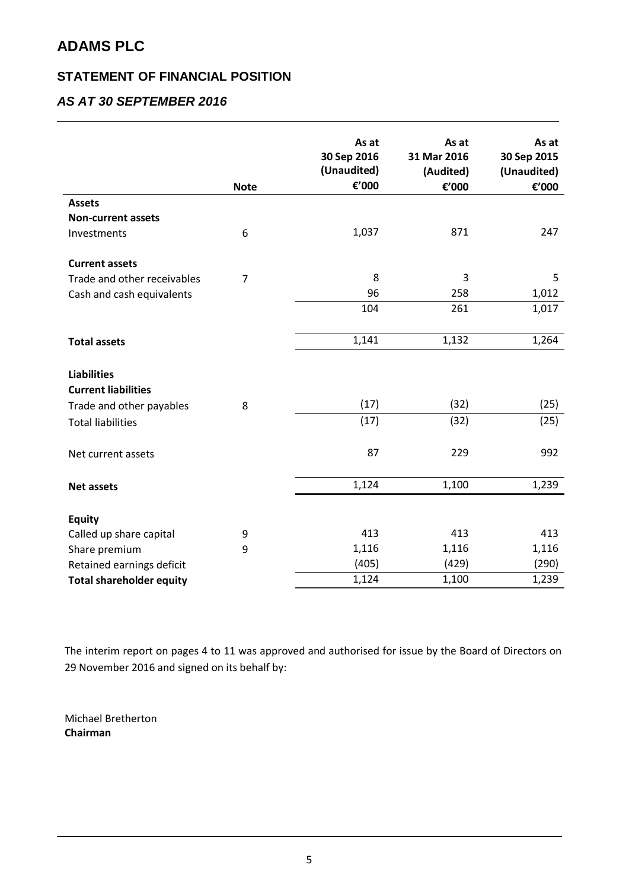# ADAMS PLC

## STATEMENT OF FINANCIAL POSITION

### *AS AT 30 SEPTEMBER 2016*

| | Note | As at 30 Sep 2016 (Unaudited) €'000 | As at 31 Mar 2016 (Audited) €'000 | As at 30 Sep 2015 (Unaudited) €'000 |
|---|---|---|---|---|
| **Assets** | | | | |
| **Non-current assets** | | | | |
| Investments | 6 | 1,037 | 871 | 247 |
| | | | | |
| **Current assets** | | | | |
| Trade and other receivables | 7 | 8 | 3 | 5 |
| Cash and cash equivalents | | 96 | 258 | 1,012 |
| | | 104 | 261 | 1,017 |
| | | | | |
| **Total assets** | | 1,141 | 1,132 | 1,264 |
| | | | | |
| **Liabilities** | | | | |
| **Current liabilities** | | | | |
| Trade and other payables | 8 | (17) | (32) | (25) |
| Total liabilities | | (17) | (32) | (25) |
| | | | | |
| Net current assets | | 87 | 229 | 992 |
| | | | | |
| **Net assets** | | 1,124 | 1,100 | 1,239 |
| | | | | |
| **Equity** | | | | |
| Called up share capital | 9 | 413 | 413 | 413 |
| Share premium | 9 | 1,116 | 1,116 | 1,116 |
| Retained earnings deficit | | (405) | (429) | (290) |
| **Total shareholder equity** | | 1,124 | 1,100 | 1,239 |

The interim report on pages 4 to 11 was approved and authorised for issue by the Board of Directors on 29 November 2016 and signed on its behalf by:

Michael Bretherton
**Chairman**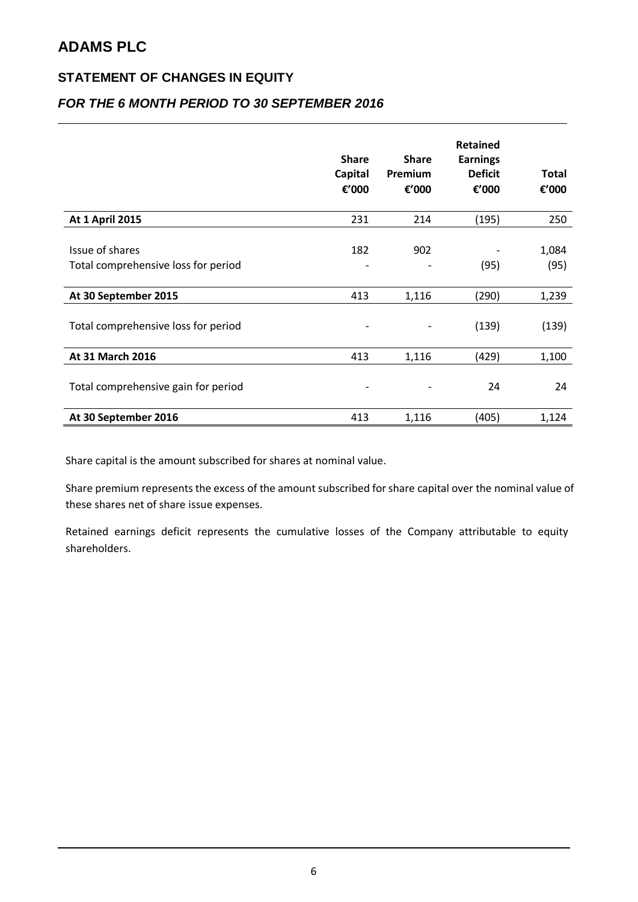# ADAMS PLC

## STATEMENT OF CHANGES IN EQUITY

### *FOR THE 6 MONTH PERIOD TO 30 SEPTEMBER 2016*

| | Share Capital €'000 | Share Premium €'000 | Retained Earnings Deficit €'000 | Total €'000 |
|---|---|---|---|---|
| **At 1 April 2015** | 231 | 214 | (195) | 250 |
| Issue of shares | 182 | 902 | - | 1,084 |
| Total comprehensive loss for period | - | - | (95) | (95) |
| **At 30 September 2015** | 413 | 1,116 | (290) | 1,239 |
| Total comprehensive loss for period | - | - | (139) | (139) |
| **At 31 March 2016** | 413 | 1,116 | (429) | 1,100 |
| Total comprehensive gain for period | - | - | 24 | 24 |
| **At 30 September 2016** | 413 | 1,116 | (405) | 1,124 |

Share capital is the amount subscribed for shares at nominal value.

Share premium represents the excess of the amount subscribed for share capital over the nominal value of these shares net of share issue expenses.

Retained earnings deficit represents the cumulative losses of the Company attributable to equity shareholders.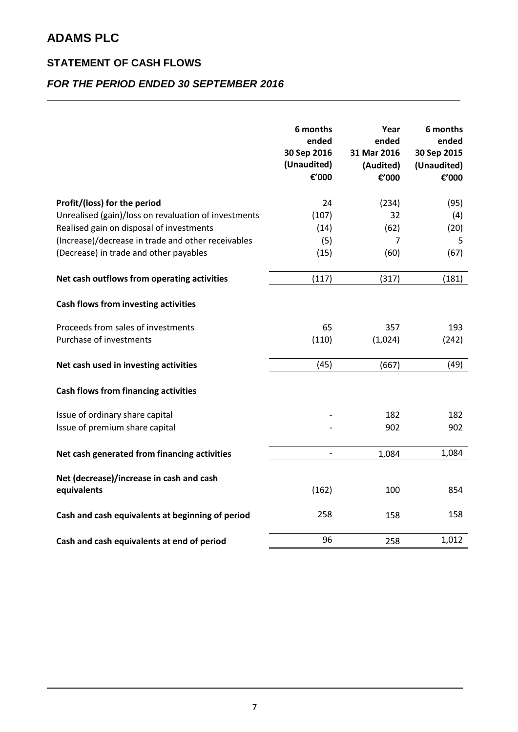# ADAMS PLC

## STATEMENT OF CASH FLOWS

### *FOR THE PERIOD ENDED 30 SEPTEMBER 2016*

| | 6 months ended 30 Sep 2016 (Unaudited) €'000 | Year ended 31 Mar 2016 (Audited) €'000 | 6 months ended 30 Sep 2015 (Unaudited) €'000 |
|---|---|---|---|
| **Profit/(loss) for the period** | 24 | (234) | (95) |
| Unrealised (gain)/loss on revaluation of investments | (107) | 32 | (4) |
| Realised gain on disposal of investments | (14) | (62) | (20) |
| (Increase)/decrease in trade and other receivables | (5) | 7 | 5 |
| (Decrease) in trade and other payables | (15) | (60) | (67) |
| **Net cash outflows from operating activities** | (117) | (317) | (181) |
| **Cash flows from investing activities** | | | |
| Proceeds from sales of investments | 65 | 357 | 193 |
| Purchase of investments | (110) | (1,024) | (242) |
| **Net cash used in investing activities** | (45) | (667) | (49) |
| **Cash flows from financing activities** | | | |
| Issue of ordinary share capital | - | 182 | 182 |
| Issue of premium share capital | - | 902 | 902 |
| **Net cash generated from financing activities** | - | 1,084 | 1,084 |
| **Net (decrease)/increase in cash and cash equivalents** | (162) | 100 | 854 |
| **Cash and cash equivalents at beginning of period** | 258 | 158 | 158 |
| **Cash and cash equivalents at end of period** | 96 | 258 | 1,012 |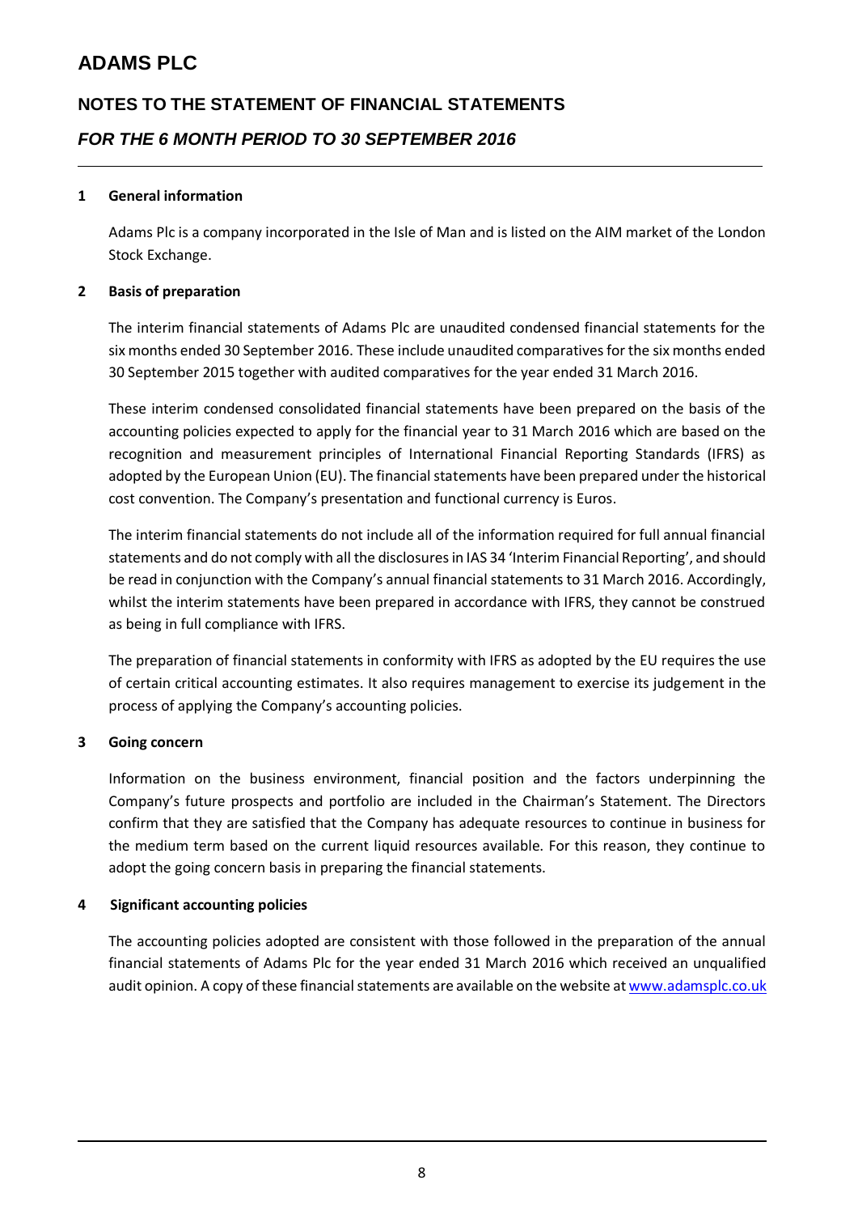# ADAMS PLC

## NOTES TO THE STATEMENT OF FINANCIAL STATEMENTS

### *FOR THE 6 MONTH PERIOD TO 30 SEPTEMBER 2016*

**1 General information**

Adams Plc is a company incorporated in the Isle of Man and is listed on the AIM market of the London Stock Exchange.

**2 Basis of preparation**

The interim financial statements of Adams Plc are unaudited condensed financial statements for the six months ended 30 September 2016. These include unaudited comparatives for the six months ended 30 September 2015 together with audited comparatives for the year ended 31 March 2016.

These interim condensed consolidated financial statements have been prepared on the basis of the accounting policies expected to apply for the financial year to 31 March 2016 which are based on the recognition and measurement principles of International Financial Reporting Standards (IFRS) as adopted by the European Union (EU). The financial statements have been prepared under the historical cost convention. The Company's presentation and functional currency is Euros.

The interim financial statements do not include all of the information required for full annual financial statements and do not comply with all the disclosures in IAS 34 'Interim Financial Reporting', and should be read in conjunction with the Company's annual financial statements to 31 March 2016. Accordingly, whilst the interim statements have been prepared in accordance with IFRS, they cannot be construed as being in full compliance with IFRS.

The preparation of financial statements in conformity with IFRS as adopted by the EU requires the use of certain critical accounting estimates. It also requires management to exercise its judgement in the process of applying the Company's accounting policies.

**3 Going concern**

Information on the business environment, financial position and the factors underpinning the Company's future prospects and portfolio are included in the Chairman's Statement. The Directors confirm that they are satisfied that the Company has adequate resources to continue in business for the medium term based on the current liquid resources available. For this reason, they continue to adopt the going concern basis in preparing the financial statements.

**4 Significant accounting policies**

The accounting policies adopted are consistent with those followed in the preparation of the annual financial statements of Adams Plc for the year ended 31 March 2016 which received an unqualified audit opinion. A copy of these financial statements are available on the website at www.adamsplc.co.uk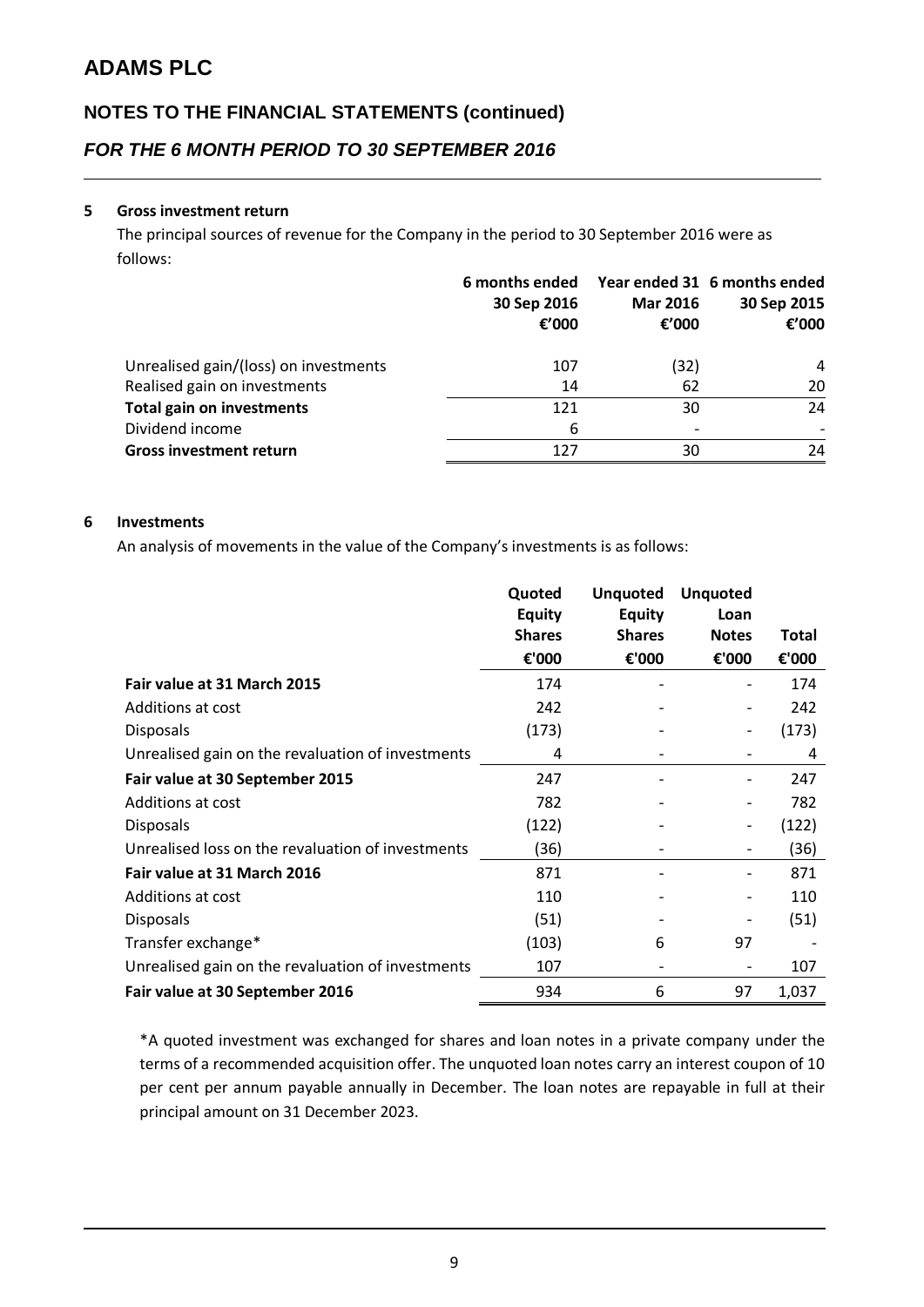# ADAMS PLC

## NOTES TO THE FINANCIAL STATEMENTS (continued)

### *FOR THE 6 MONTH PERIOD TO 30 SEPTEMBER 2016*

**5 Gross investment return**

The principal sources of revenue for the Company in the period to 30 September 2016 were as follows:

| | 6 months ended 30 Sep 2016 €'000 | Year ended 31 Mar 2016 €'000 | 6 months ended 30 Sep 2015 €'000 |
|---|---|---|---|
| Unrealised gain/(loss) on investments | 107 | (32) | 4 |
| Realised gain on investments | 14 | 62 | 20 |
| **Total gain on investments** | 121 | 30 | 24 |
| Dividend income | 6 | - | - |
| **Gross investment return** | 127 | 30 | 24 |

**6 Investments**

An analysis of movements in the value of the Company's investments is as follows:

| | Quoted Equity Shares €'000 | Unquoted Equity Shares €'000 | Unquoted Loan Notes €'000 | Total €'000 |
|---|---|---|---|---|
| **Fair value at 31 March 2015** | 174 | - | - | 174 |
| Additions at cost | 242 | - | - | 242 |
| Disposals | (173) | - | - | (173) |
| Unrealised gain on the revaluation of investments | 4 | - | - | 4 |
| **Fair value at 30 September 2015** | 247 | - | - | 247 |
| Additions at cost | 782 | - | - | 782 |
| Disposals | (122) | - | - | (122) |
| Unrealised loss on the revaluation of investments | (36) | - | - | (36) |
| **Fair value at 31 March 2016** | 871 | - | - | 871 |
| Additions at cost | 110 | - | - | 110 |
| Disposals | (51) | - | - | (51) |
| Transfer exchange* | (103) | 6 | 97 | - |
| Unrealised gain on the revaluation of investments | 107 | - | - | 107 |
| **Fair value at 30 September 2016** | 934 | 6 | 97 | 1,037 |

*A quoted investment was exchanged for shares and loan notes in a private company under the terms of a recommended acquisition offer. The unquoted loan notes carry an interest coupon of 10 per cent per annum payable annually in December. The loan notes are repayable in full at their principal amount on 31 December 2023.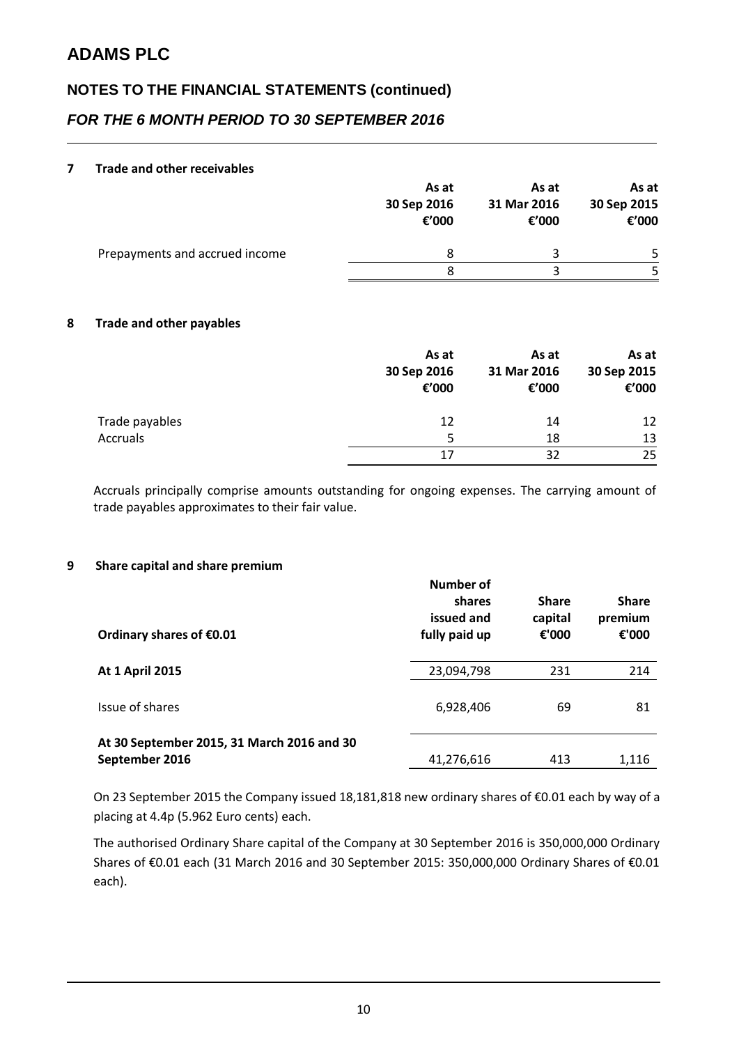# ADAMS PLC

## NOTES TO THE FINANCIAL STATEMENTS (continued)

### *FOR THE 6 MONTH PERIOD TO 30 SEPTEMBER 2016*

**7 Trade and other receivables**

| | As at 30 Sep 2016 €'000 | As at 31 Mar 2016 €'000 | As at 30 Sep 2015 €'000 |
|---|---|---|---|
| Prepayments and accrued income | 8 | 3 | 5 |
| | 8 | 3 | 5 |

**8 Trade and other payables**

| | As at 30 Sep 2016 €'000 | As at 31 Mar 2016 €'000 | As at 30 Sep 2015 €'000 |
|---|---|---|---|
| Trade payables | 12 | 14 | 12 |
| Accruals | 5 | 18 | 13 |
| | 17 | 32 | 25 |

Accruals principally comprise amounts outstanding for ongoing expenses. The carrying amount of trade payables approximates to their fair value.

**9 Share capital and share premium**

| Ordinary shares of €0.01 | Number of shares issued and fully paid up | Share capital €'000 | Share premium €'000 |
|---|---|---|---|
| **At 1 April 2015** | 23,094,798 | 231 | 214 |
| Issue of shares | 6,928,406 | 69 | 81 |
| **At 30 September 2015, 31 March 2016 and 30 September 2016** | 41,276,616 | 413 | 1,116 |

On 23 September 2015 the Company issued 18,181,818 new ordinary shares of €0.01 each by way of a placing at 4.4p (5.962 Euro cents) each.

The authorised Ordinary Share capital of the Company at 30 September 2016 is 350,000,000 Ordinary Shares of €0.01 each (31 March 2016 and 30 September 2015: 350,000,000 Ordinary Shares of €0.01 each).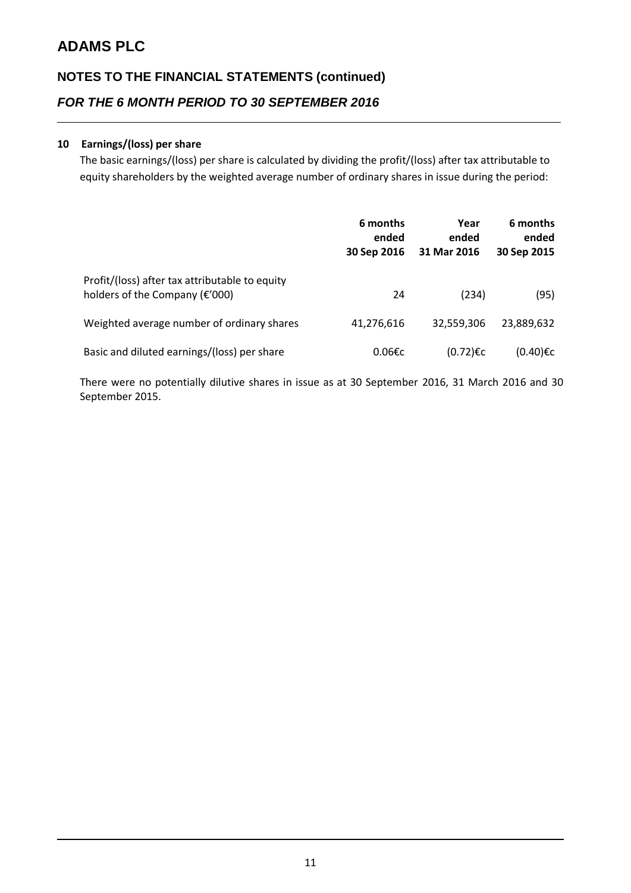# ADAMS PLC

## NOTES TO THE FINANCIAL STATEMENTS (continued)

### *FOR THE 6 MONTH PERIOD TO 30 SEPTEMBER 2016*

**10 Earnings/(loss) per share**

The basic earnings/(loss) per share is calculated by dividing the profit/(loss) after tax attributable to equity shareholders by the weighted average number of ordinary shares in issue during the period:

| | 6 months ended 30 Sep 2016 | Year ended 31 Mar 2016 | 6 months ended 30 Sep 2015 |
|---|---|---|---|
| Profit/(loss) after tax attributable to equity holders of the Company (€'000) | 24 | (234) | (95) |
| Weighted average number of ordinary shares | 41,276,616 | 32,559,306 | 23,889,632 |
| Basic and diluted earnings/(loss) per share | 0.06€c | (0.72)€c | (0.40)€c |

There were no potentially dilutive shares in issue as at 30 September 2016, 31 March 2016 and 30 September 2015.